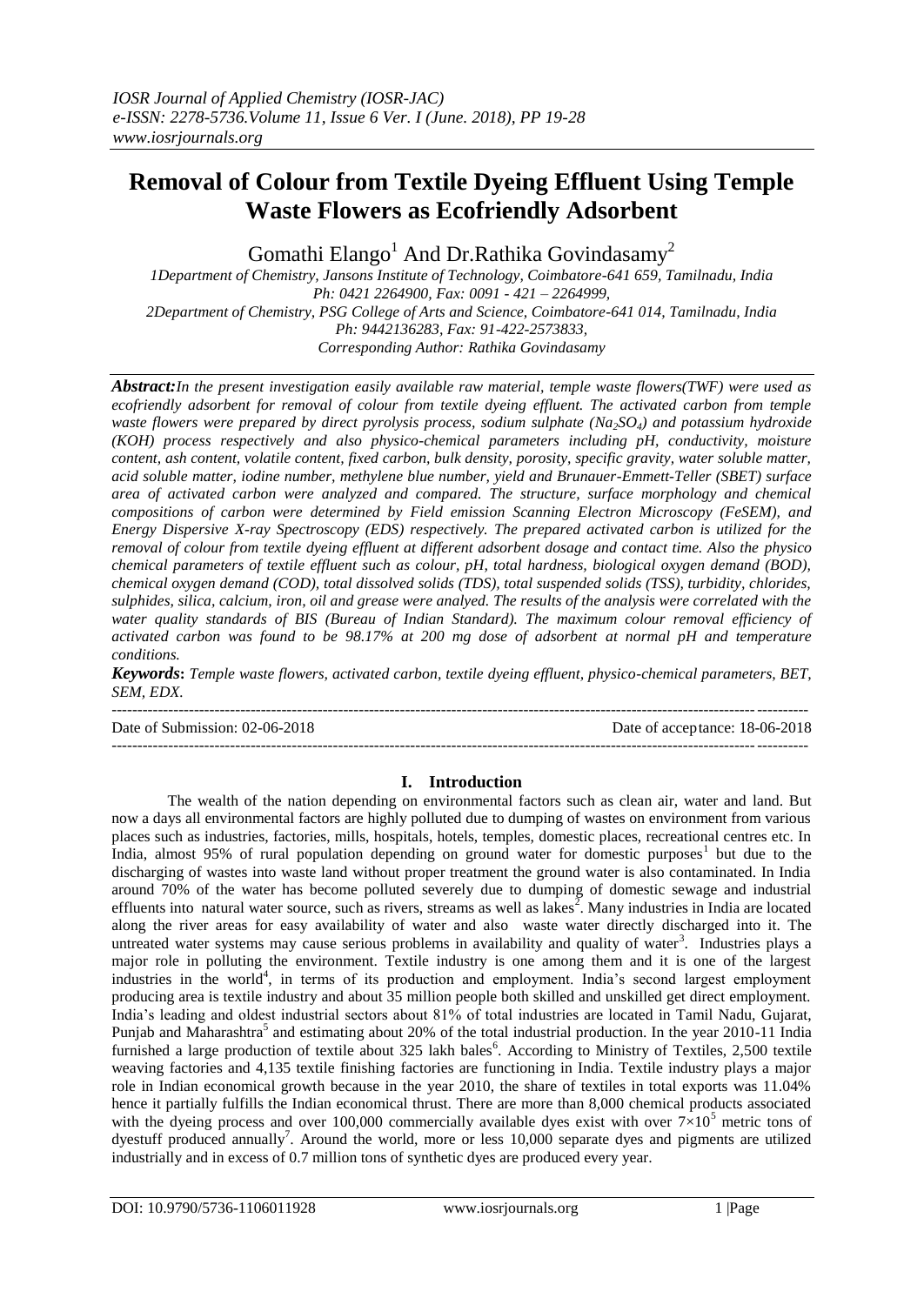# Removal of Colour from Textile Dyeing Effluent Using Temple Waste Flowers as Ecofriendly Adsorbent

Gomathi Elango[1] And Dr.Rathika Govindasamy[2]

*1Department of Chemistry, Jansons Institute of Technology, Coimbatore-641 659, Tamilnadu, India*
*Ph: 0421 2264900, Fax: 0091 - 421 – 2264999,*
*2Department of Chemistry, PSG College of Arts and Science, Coimbatore-641 014, Tamilnadu, India*
*Ph: 9442136283, Fax: 91-422-2573833,*
*Corresponding Author: Rathika Govindasamy*

***Abstract:*** *In the present investigation easily available raw material, temple waste flowers(TWF) were used as ecofriendly adsorbent for removal of colour from textile dyeing effluent. The activated carbon from temple waste flowers were prepared by direct pyrolysis process, sodium sulphate ($Na_2SO_4$) and potassium hydroxide (KOH) process respectively and also physico-chemical parameters including pH, conductivity, moisture content, ash content, volatile content, fixed carbon, bulk density, porosity, specific gravity, water soluble matter, acid soluble matter, iodine number, methylene blue number, yield and Brunauer-Emmett-Teller (SBET) surface area of activated carbon were analyzed and compared. The structure, surface morphology and chemical compositions of carbon were determined by Field emission Scanning Electron Microscopy (FeSEM), and Energy Dispersive X-ray Spectroscopy (EDS) respectively. The prepared activated carbon is utilized for the removal of colour from textile dyeing effluent at different adsorbent dosage and contact time. Also the physico chemical parameters of textile effluent such as colour, pH, total hardness, biological oxygen demand (BOD), chemical oxygen demand (COD), total dissolved solids (TDS), total suspended solids (TSS), turbidity, chlorides, sulphides, silica, calcium, iron, oil and grease were analyed. The results of the analysis were correlated with the water quality standards of BIS (Bureau of Indian Standard). The maximum colour removal efficiency of activated carbon was found to be 98.17% at 200 mg dose of adsorbent at normal pH and temperature conditions.*

***Keywords:*** *Temple waste flowers, activated carbon, textile dyeing effluent, physico-chemical parameters, BET, SEM, EDX.*

---

Date of Submission: 02-06-2018 | Date of acceptance: 18-06-2018

---

## I. Introduction

The wealth of the nation depending on environmental factors such as clean air, water and land. But now a days all environmental factors are highly polluted due to dumping of wastes on environment from various places such as industries, factories, mills, hospitals, hotels, temples, domestic places, recreational centres etc. In India, almost 95% of rural population depending on ground water for domestic purposes[1] but due to the discharging of wastes into waste land without proper treatment the ground water is also contaminated. In India around 70% of the water has become polluted severely due to dumping of domestic sewage and industrial effluents into natural water source, such as rivers, streams as well as lakes[2]. Many industries in India are located along the river areas for easy availability of water and also waste water directly discharged into it. The untreated water systems may cause serious problems in availability and quality of water[3]. Industries plays a major role in polluting the environment. Textile industry is one among them and it is one of the largest industries in the world[4], in terms of its production and employment. India's second largest employment producing area is textile industry and about 35 million people both skilled and unskilled get direct employment. India's leading and oldest industrial sectors about 81% of total industries are located in Tamil Nadu, Gujarat, Punjab and Maharashtra[5] and estimating about 20% of the total industrial production. In the year 2010-11 India furnished a large production of textile about 325 lakh bales[6]. According to Ministry of Textiles, 2,500 textile weaving factories and 4,135 textile finishing factories are functioning in India. Textile industry plays a major role in Indian economical growth because in the year 2010, the share of textiles in total exports was 11.04% hence it partially fulfills the Indian economical thrust. There are more than 8,000 chemical products associated with the dyeing process and over 100,000 commercially available dyes exist with over $7 \times 10^5$ metric tons of dyestuff produced annually[7]. Around the world, more or less 10,000 separate dyes and pigments are utilized industrially and in excess of 0.7 million tons of synthetic dyes are produced every year.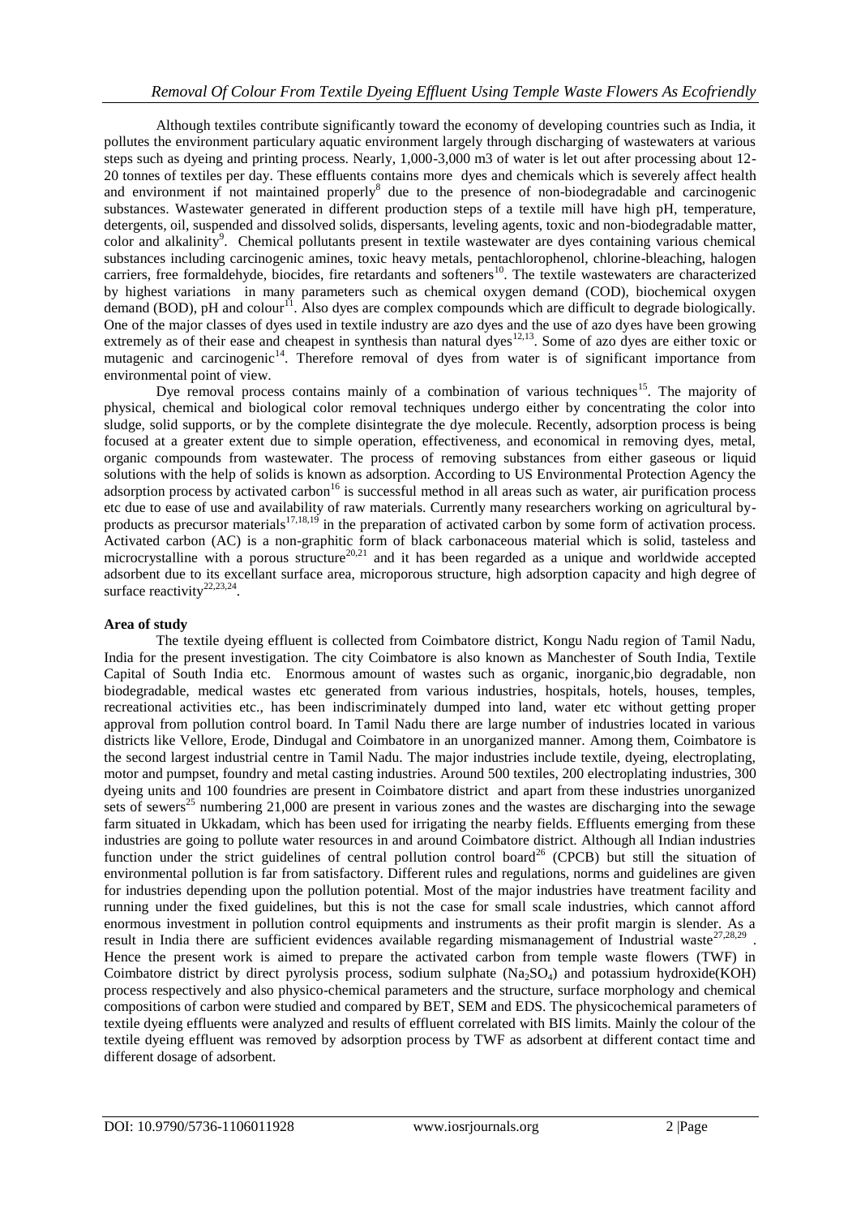Although textiles contribute significantly toward the economy of developing countries such as India, it pollutes the environment particulary aquatic environment largely through discharging of wastewaters at various steps such as dyeing and printing process. Nearly, 1,000-3,000 m3 of water is let out after processing about 12-20 tonnes of textiles per day. These effluents contains more dyes and chemicals which is severely affect health and environment if not maintained properly[8] due to the presence of non-biodegradable and carcinogenic substances. Wastewater generated in different production steps of a textile mill have high pH, temperature, detergents, oil, suspended and dissolved solids, dispersants, leveling agents, toxic and non-biodegradable matter, color and alkalinity[9]. Chemical pollutants present in textile wastewater are dyes containing various chemical substances including carcinogenic amines, toxic heavy metals, pentachlorophenol, chlorine-bleaching, halogen carriers, free formaldehyde, biocides, fire retardants and softeners[10]. The textile wastewaters are characterized by highest variations in many parameters such as chemical oxygen demand (COD), biochemical oxygen demand (BOD), pH and colour[11]. Also dyes are complex compounds which are difficult to degrade biologically. One of the major classes of dyes used in textile industry are azo dyes and the use of azo dyes have been growing extremely as of their ease and cheapest in synthesis than natural dyes[12,13]. Some of azo dyes are either toxic or mutagenic and carcinogenic[14]. Therefore removal of dyes from water is of significant importance from environmental point of view.

Dye removal process contains mainly of a combination of various techniques[15]. The majority of physical, chemical and biological color removal techniques undergo either by concentrating the color into sludge, solid supports, or by the complete disintegrate the dye molecule. Recently, adsorption process is being focused at a greater extent due to simple operation, effectiveness, and economical in removing dyes, metal, organic compounds from wastewater. The process of removing substances from either gaseous or liquid solutions with the help of solids is known as adsorption. According to US Environmental Protection Agency the adsorption process by activated carbon[16] is successful method in all areas such as water, air purification process etc due to ease of use and availability of raw materials. Currently many researchers working on agricultural by-products as precursor materials[17,18,19] in the preparation of activated carbon by some form of activation process. Activated carbon (AC) is a non-graphitic form of black carbonaceous material which is solid, tasteless and microcrystalline with a porous structure[20,21] and it has been regarded as a unique and worldwide accepted adsorbent due to its excellant surface area, microporous structure, high adsorption capacity and high degree of surface reactivity[22,23,24].

**Area of study**

The textile dyeing effluent is collected from Coimbatore district, Kongu Nadu region of Tamil Nadu, India for the present investigation. The city Coimbatore is also known as Manchester of South India, Textile Capital of South India etc. Enormous amount of wastes such as organic, inorganic,bio degradable, non biodegradable, medical wastes etc generated from various industries, hospitals, hotels, houses, temples, recreational activities etc., has been indiscriminately dumped into land, water etc without getting proper approval from pollution control board. In Tamil Nadu there are large number of industries located in various districts like Vellore, Erode, Dindugal and Coimbatore in an unorganized manner. Among them, Coimbatore is the second largest industrial centre in Tamil Nadu. The major industries include textile, dyeing, electroplating, motor and pumpset, foundry and metal casting industries. Around 500 textiles, 200 electroplating industries, 300 dyeing units and 100 foundries are present in Coimbatore district and apart from these industries unorganized sets of sewers[25] numbering 21,000 are present in various zones and the wastes are discharging into the sewage farm situated in Ukkadam, which has been used for irrigating the nearby fields. Effluents emerging from these industries are going to pollute water resources in and around Coimbatore district. Although all Indian industries function under the strict guidelines of central pollution control board[26] (CPCB) but still the situation of environmental pollution is far from satisfactory. Different rules and regulations, norms and guidelines are given for industries depending upon the pollution potential. Most of the major industries have treatment facility and running under the fixed guidelines, but this is not the case for small scale industries, which cannot afford enormous investment in pollution control equipments and instruments as their profit margin is slender. As a result in India there are sufficient evidences available regarding mismanagement of Industrial waste[27,28,29]. Hence the present work is aimed to prepare the activated carbon from temple waste flowers (TWF) in Coimbatore district by direct pyrolysis process, sodium sulphate ($Na_2SO_4$) and potassium hydroxide(KOH) process respectively and also physico-chemical parameters and the structure, surface morphology and chemical compositions of carbon were studied and compared by BET, SEM and EDS. The physicochemical parameters of textile dyeing effluents were analyzed and results of effluent correlated with BIS limits. Mainly the colour of the textile dyeing effluent was removed by adsorption process by TWF as adsorbent at different contact time and different dosage of adsorbent.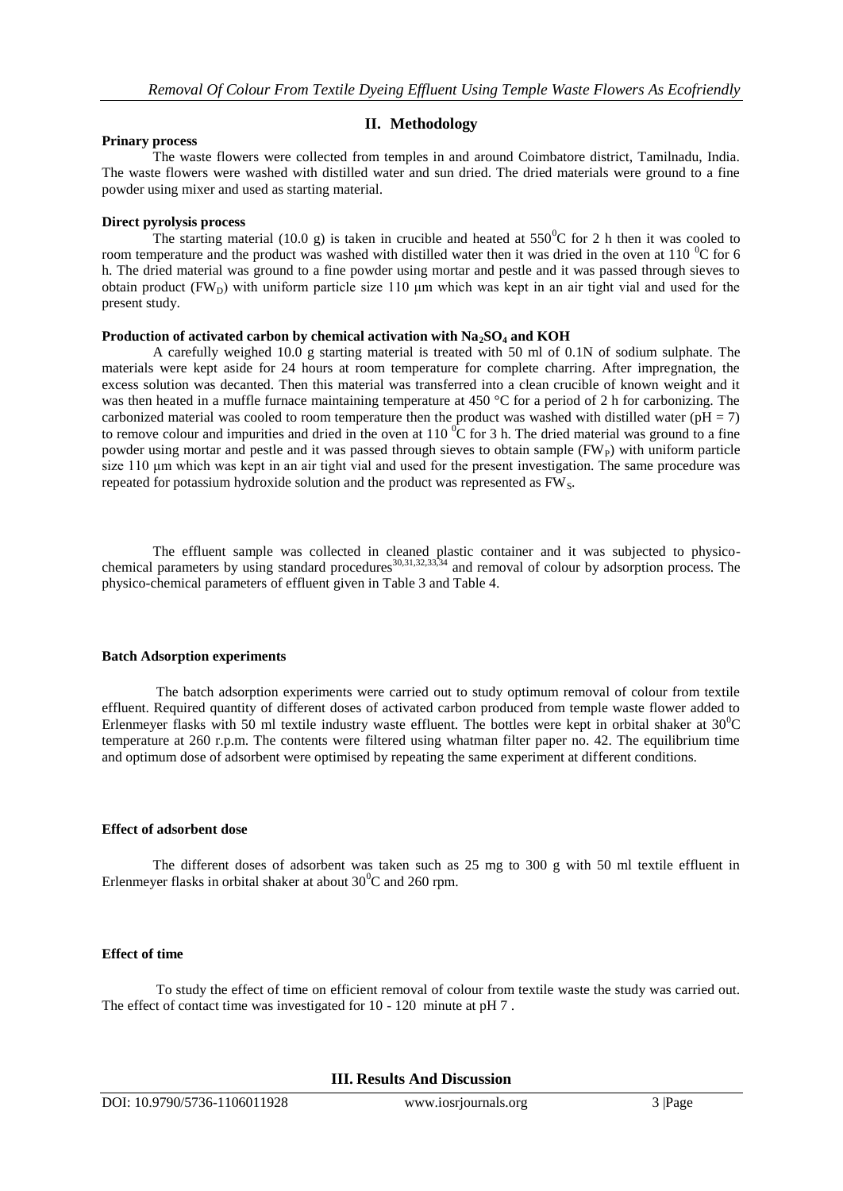## II. Methodology

### Prinary process

The waste flowers were collected from temples in and around Coimbatore district, Tamilnadu, India. The waste flowers were washed with distilled water and sun dried. The dried materials were ground to a fine powder using mixer and used as starting material.

### Direct pyrolysis process

The starting material (10.0 g) is taken in crucible and heated at $550^0$C for 2 h then it was cooled to room temperature and the product was washed with distilled water then it was dried in the oven at 110 $^0$C for 6 h. The dried material was ground to a fine powder using mortar and pestle and it was passed through sieves to obtain product ($FW_D$) with uniform particle size 110 μm which was kept in an air tight vial and used for the present study.

### Production of activated carbon by chemical activation with $Na_2SO_4$ and KOH

A carefully weighed 10.0 g starting material is treated with 50 ml of 0.1N of sodium sulphate. The materials were kept aside for 24 hours at room temperature for complete charring. After impregnation, the excess solution was decanted. Then this material was transferred into a clean crucible of known weight and it was then heated in a muffle furnace maintaining temperature at 450 °C for a period of 2 h for carbonizing. The carbonized material was cooled to room temperature then the product was washed with distilled water (pH = 7) to remove colour and impurities and dried in the oven at 110 $^0$C for 3 h. The dried material was ground to a fine powder using mortar and pestle and it was passed through sieves to obtain sample ($FW_P$) with uniform particle size 110 μm which was kept in an air tight vial and used for the present investigation. The same procedure was repeated for potassium hydroxide solution and the product was represented as $FW_S$.

The effluent sample was collected in cleaned plastic container and it was subjected to physico-chemical parameters by using standard procedures[30,31,32,33,34] and removal of colour by adsorption process. The physico-chemical parameters of effluent given in Table 3 and Table 4.

### Batch Adsorption experiments

The batch adsorption experiments were carried out to study optimum removal of colour from textile effluent. Required quantity of different doses of activated carbon produced from temple waste flower added to Erlenmeyer flasks with 50 ml textile industry waste effluent. The bottles were kept in orbital shaker at $30^0$C temperature at 260 r.p.m. The contents were filtered using whatman filter paper no. 42. The equilibrium time and optimum dose of adsorbent were optimised by repeating the same experiment at different conditions.

### Effect of adsorbent dose

The different doses of adsorbent was taken such as 25 mg to 300 g with 50 ml textile effluent in Erlenmeyer flasks in orbital shaker at about $30^0$C and 260 rpm.

### Effect of time

To study the effect of time on efficient removal of colour from textile waste the study was carried out. The effect of contact time was investigated for 10 - 120 minute at pH 7 .

## III. Results And Discussion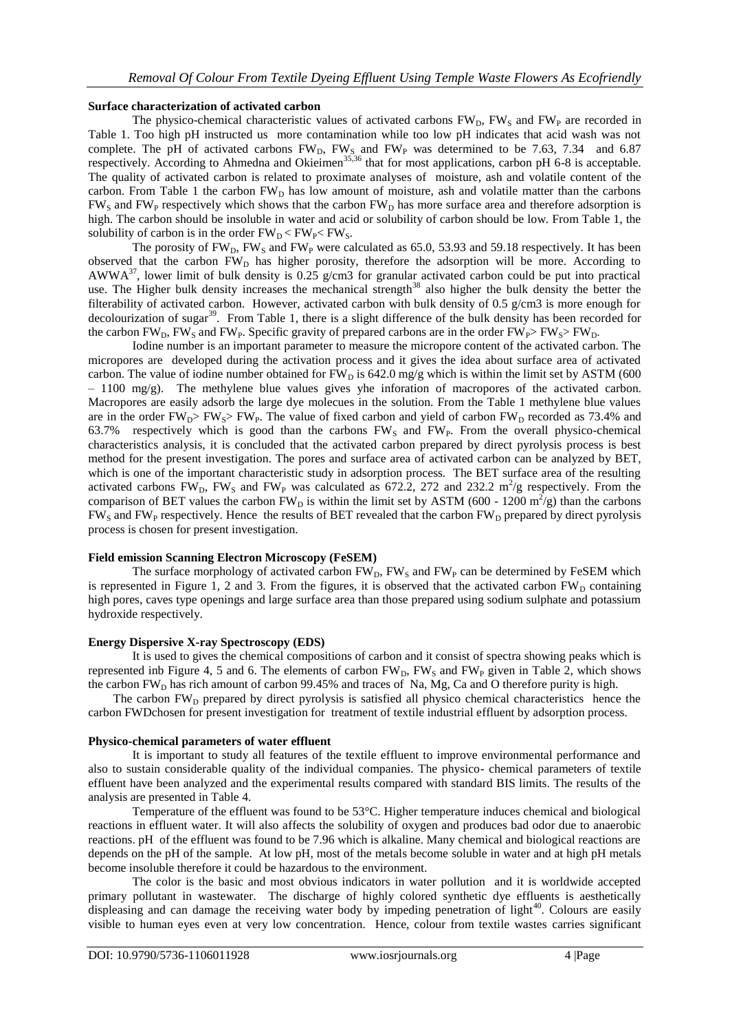#### Surface characterization of activated carbon

The physico-chemical characteristic values of activated carbons $FW_D$, $FW_S$ and $FW_P$ are recorded in Table 1. Too high pH instructed us more contamination while too low pH indicates that acid wash was not complete. The pH of activated carbons $FW_D$, $FW_S$ and $FW_P$ was determined to be 7.63, 7.34 and 6.87 respectively. According to Ahmedna and Okieimen[35,36] that for most applications, carbon pH 6-8 is acceptable. The quality of activated carbon is related to proximate analyses of moisture, ash and volatile content of the carbon. From Table 1 the carbon $FW_D$ has low amount of moisture, ash and volatile matter than the carbons $FW_S$ and $FW_P$ respectively which shows that the carbon $FW_D$ has more surface area and therefore adsorption is high. The carbon should be insoluble in water and acid or solubility of carbon should be low. From Table 1, the solubility of carbon is in the order $FW_D < FW_P < FW_S$.

The porosity of $FW_D$, $FW_S$ and $FW_P$ were calculated as 65.0, 53.93 and 59.18 respectively. It has been observed that the carbon $FW_D$ has higher porosity, therefore the adsorption will be more. According to AWWA[37], lower limit of bulk density is 0.25 g/cm3 for granular activated carbon could be put into practical use. The Higher bulk density increases the mechanical strength[38] also higher the bulk density the better the filterability of activated carbon. However, activated carbon with bulk density of 0.5 g/cm3 is more enough for decolourization of sugar[39]. From Table 1, there is a slight difference of the bulk density has been recorded for the carbon $FW_D$, $FW_S$ and $FW_P$. Specific gravity of prepared carbons are in the order $FW_P > FW_S > FW_D$.

Iodine number is an important parameter to measure the micropore content of the activated carbon. The micropores are developed during the activation process and it gives the idea about surface area of activated carbon. The value of iodine number obtained for $FW_D$ is 642.0 mg/g which is within the limit set by ASTM (600 – 1100 mg/g). The methylene blue values gives yhe inforation of macropores of the activated carbon. Macropores are easily adsorb the large dye molecues in the solution. From the Table 1 methylene blue values are in the order $FW_D > FW_S > FW_P$. The value of fixed carbon and yield of carbon $FW_D$ recorded as 73.4% and 63.7% respectively which is good than the carbons $FW_S$ and $FW_P$. From the overall physico-chemical characteristics analysis, it is concluded that the activated carbon prepared by direct pyrolysis process is best method for the present investigation. The pores and surface area of activated carbon can be analyzed by BET, which is one of the important characteristic study in adsorption process. The BET surface area of the resulting activated carbons $FW_D$, $FW_S$ and $FW_P$ was calculated as 672.2, 272 and 232.2 $m^2/g$ respectively. From the comparison of BET values the carbon $FW_D$ is within the limit set by ASTM (600 - 1200 $m^2/g$) than the carbons $FW_S$ and $FW_P$ respectively. Hence the results of BET revealed that the carbon $FW_D$ prepared by direct pyrolysis process is chosen for present investigation.

#### Field emission Scanning Electron Microscopy (FeSEM)

The surface morphology of activated carbon $FW_D$, $FW_S$ and $FW_P$ can be determined by FeSEM which is represented in Figure 1, 2 and 3. From the figures, it is observed that the activated carbon $FW_D$ containing high pores, caves type openings and large surface area than those prepared using sodium sulphate and potassium hydroxide respectively.

#### Energy Dispersive X-ray Spectroscopy (EDS)

It is used to gives the chemical compositions of carbon and it consist of spectra showing peaks which is represented inb Figure 4, 5 and 6. The elements of carbon $FW_D$, $FW_S$ and $FW_P$ given in Table 2, which shows the carbon $FW_D$ has rich amount of carbon 99.45% and traces of Na, Mg, Ca and O therefore purity is high.

The carbon $FW_D$ prepared by direct pyrolysis is satisfied all physico chemical characteristics hence the carbon FWDchosen for present investigation for treatment of textile industrial effluent by adsorption process.

#### Physico-chemical parameters of water effluent

It is important to study all features of the textile effluent to improve environmental performance and also to sustain considerable quality of the individual companies. The physico- chemical parameters of textile effluent have been analyzed and the experimental results compared with standard BIS limits. The results of the analysis are presented in Table 4.

Temperature of the effluent was found to be 53°C. Higher temperature induces chemical and biological reactions in effluent water. It will also affects the solubility of oxygen and produces bad odor due to anaerobic reactions. pH of the effluent was found to be 7.96 which is alkaline. Many chemical and biological reactions are depends on the pH of the sample. At low pH, most of the metals become soluble in water and at high pH metals become insoluble therefore it could be hazardous to the environment.

The color is the basic and most obvious indicators in water pollution and it is worldwide accepted primary pollutant in wastewater. The discharge of highly colored synthetic dye effluents is aesthetically displeasing and can damage the receiving water body by impeding penetration of light[40]. Colours are easily visible to human eyes even at very low concentration. Hence, colour from textile wastes carries significant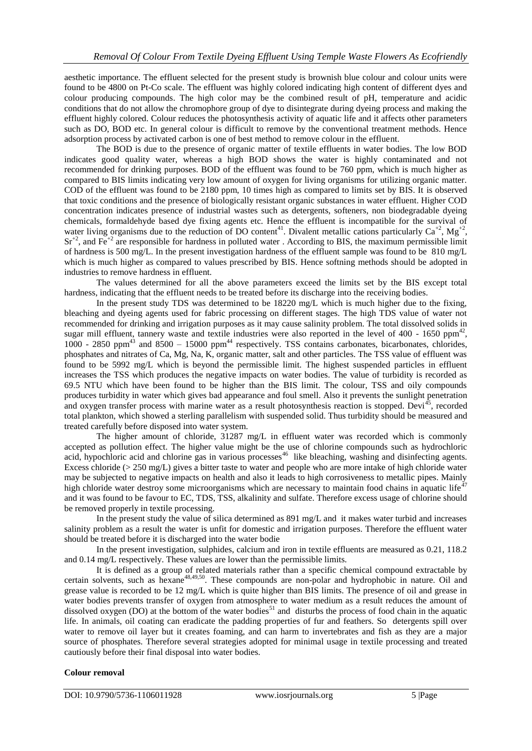aesthetic importance. The effluent selected for the present study is brownish blue colour and colour units were found to be 4800 on Pt-Co scale. The effluent was highly colored indicating high content of different dyes and colour producing compounds. The high color may be the combined result of pH, temperature and acidic conditions that do not allow the chromophore group of dye to disintegrate during dyeing process and making the effluent highly colored. Colour reduces the photosynthesis activity of aquatic life and it affects other parameters such as DO, BOD etc. In general colour is difficult to remove by the conventional treatment methods. Hence adsorption process by activated carbon is one of best method to remove colour in the effluent.

The BOD is due to the presence of organic matter of textile effluents in water bodies. The low BOD indicates good quality water, whereas a high BOD shows the water is highly contaminated and not recommended for drinking purposes. BOD of the effluent was found to be 760 ppm, which is much higher as compared to BIS limits indicating very low amount of oxygen for living organisms for utilizing organic matter. COD of the effluent was found to be 2180 ppm, 10 times high as compared to limits set by BIS. It is observed that toxic conditions and the presence of biologically resistant organic substances in water effluent. Higher COD concentration indicates presence of industrial wastes such as detergents, softeners, non biodegradable dyeing chemicals, formaldehyde based dye fixing agents etc. Hence the effluent is incompatible for the survival of water living organisms due to the reduction of DO content[41]. Divalent metallic cations particularly $Ca^{+2}$, $Mg^{+2}$, $Sr^{+2}$, and $Fe^{+2}$ are responsible for hardness in polluted water . According to BIS, the maximum permissible limit of hardness is 500 mg/L. In the present investigation hardness of the effluent sample was found to be 810 mg/L which is much higher as compared to values prescribed by BIS. Hence softning methods should be adopted in industries to remove hardness in effluent.

The values determined for all the above parameters exceed the limits set by the BIS except total hardness, indicating that the effluent needs to be treated before its discharge into the receiving bodies.

In the present study TDS was determined to be 18220 mg/L which is much higher due to the fixing, bleaching and dyeing agents used for fabric processing on different stages. The high TDS value of water not recommended for drinking and irrigation purposes as it may cause salinity problem. The total dissolved solids in sugar mill effluent, tannery waste and textile industries were also reported in the level of 400 - 1650 ppm[42], 1000 - 2850 ppm[43] and 8500 – 15000 ppm[44] respectively. TSS contains carbonates, bicarbonates, chlorides, phosphates and nitrates of Ca, Mg, Na, K, organic matter, salt and other particles. The TSS value of effluent was found to be 5992 mg/L which is beyond the permissible limit. The highest suspended particles in effluent increases the TSS which produces the negative impacts on water bodies. The value of turbidity is recorded as 69.5 NTU which have been found to be higher than the BIS limit. The colour, TSS and oily compounds produces turbidity in water which gives bad appearance and foul smell. Also it prevents the sunlight penetration and oxygen transfer process with marine water as a result photosynthesis reaction is stopped. Devi[45], recorded total plankton, which showed a sterling parallelism with suspended solid. Thus turbidity should be measured and treated carefully before disposed into water system.

The higher amount of chloride, 31287 mg/L in effluent water was recorded which is commonly accepted as pollution effect. The higher value might be the use of chlorine compounds such as hydrochloric acid, hypochloric acid and chlorine gas in various processes[46] like bleaching, washing and disinfecting agents. Excess chloride (> 250 mg/L) gives a bitter taste to water and people who are more intake of high chloride water may be subjected to negative impacts on health and also it leads to high corrosiveness to metallic pipes. Mainly high chloride water destroy some microorganisms which are necessary to maintain food chains in aquatic life[47] and it was found to be favour to EC, TDS, TSS, alkalinity and sulfate. Therefore excess usage of chlorine should be removed properly in textile processing.

In the present study the value of silica determined as 891 mg/L and it makes water turbid and increases salinity problem as a result the water is unfit for domestic and irrigation purposes. Therefore the effluent water should be treated before it is discharged into the water bodie

In the present investigation, sulphides, calcium and iron in textile effluents are measured as 0.21, 118.2 and 0.14 mg/L respectively. These values are lower than the permissible limits.

It is defined as a group of related materials rather than a specific chemical compound extractable by certain solvents, such as hexane[48,49,50]. These compounds are non-polar and hydrophobic in nature. Oil and grease value is recorded to be 12 mg/L which is quite higher than BIS limits. The presence of oil and grease in water bodies prevents transfer of oxygen from atmosphere to water medium as a result reduces the amount of dissolved oxygen (DO) at the bottom of the water bodies[51] and disturbs the process of food chain in the aquatic life. In animals, oil coating can eradicate the padding properties of fur and feathers. So detergents spill over water to remove oil layer but it creates foaming, and can harm to invertebrates and fish as they are a major source of phosphates. Therefore several strategies adopted for minimal usage in textile processing and treated cautiously before their final disposal into water bodies.

**Colour removal**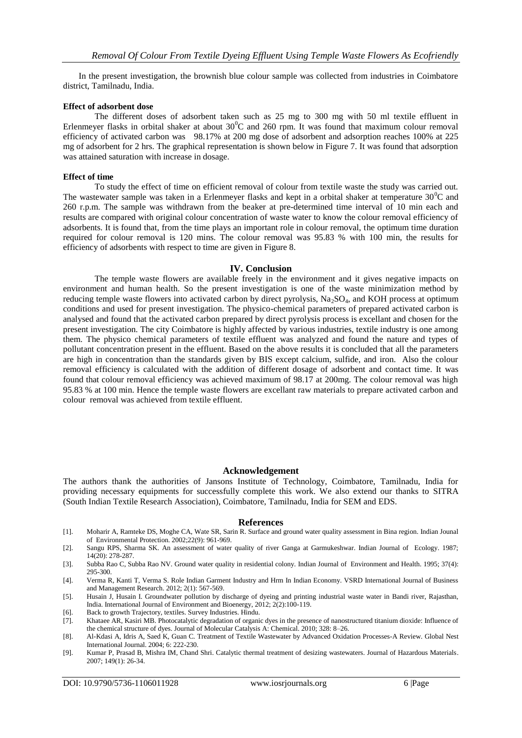In the present investigation, the brownish blue colour sample was collected from industries in Coimbatore district, Tamilnadu, India.

**Effect of adsorbent dose**

The different doses of adsorbent taken such as 25 mg to 300 mg with 50 ml textile effluent in Erlenmeyer flasks in orbital shaker at about $30^0$C and 260 rpm. It was found that maximum colour removal efficiency of activated carbon was 98.17% at 200 mg dose of adsorbent and adsorption reaches 100% at 225 mg of adsorbent for 2 hrs. The graphical representation is shown below in Figure 7. It was found that adsorption was attained saturation with increase in dosage.

**Effect of time**

To study the effect of time on efficient removal of colour from textile waste the study was carried out. The wastewater sample was taken in a Erlenmeyer flasks and kept in a orbital shaker at temperature $30^0$C and 260 r.p.m. The sample was withdrawn from the beaker at pre-determined time interval of 10 min each and results are compared with original colour concentration of waste water to know the colour removal efficiency of adsorbents. It is found that, from the time plays an important role in colour removal, the optimum time duration required for colour removal is 120 mins. The colour removal was 95.83 % with 100 min, the results for efficiency of adsorbents with respect to time are given in Figure 8.

## IV. Conclusion

The temple waste flowers are available freely in the environment and it gives negative impacts on environment and human health. So the present investigation is one of the waste minimization method by reducing temple waste flowers into activated carbon by direct pyrolysis, $Na_2SO_4$, and KOH process at optimum conditions and used for present investigation. The physico-chemical parameters of prepared activated carbon is analysed and found that the activated carbon prepared by direct pyrolysis process is excellant and chosen for the present investigation. The city Coimbatore is highly affected by various industries, textile industry is one among them. The physico chemical parameters of textile effluent was analyzed and found the nature and types of pollutant concentration present in the effluent. Based on the above results it is concluded that all the parameters are high in concentration than the standards given by BIS except calcium, sulfide, and iron. Also the colour removal efficiency is calculated with the addition of different dosage of adsorbent and contact time. It was found that colour removal efficiency was achieved maximum of 98.17 at 200mg. The colour removal was high 95.83 % at 100 min. Hence the temple waste flowers are excellant raw materials to prepare activated carbon and colour removal was achieved from textile effluent.

## Acknowledgement

The authors thank the authorities of Jansons Institute of Technology, Coimbatore, Tamilnadu, India for providing necessary equipments for successfully complete this work. We also extend our thanks to SITRA (South Indian Textile Research Association), Coimbatore, Tamilnadu, India for SEM and EDS.

## References

[1]. Moharir A, Ramteke DS, Moghe CA, Wate SR, Sarin R. Surface and ground water quality assessment in Bina region. Indian Jounal of Environmental Protection. 2002;22(9): 961-969.

[2]. Sangu RPS, Sharma SK. An assessment of water quality of river Ganga at Garmukeshwar. Indian Journal of Ecology. 1987; 14(20): 278-287.

[3]. Subba Rao C, Subba Rao NV. Ground water quality in residential colony. Indian Journal of Environment and Health. 1995; 37(4): 295-300.

[4]. Verma R, Kanti T, Verma S. Role Indian Garment Industry and Hrm In Indian Economy. VSRD International Journal of Business and Management Research. 2012; 2(1): 567-569.

[5]. Husain J, Husain I. Groundwater pollution by discharge of dyeing and printing industrial waste water in Bandi river, Rajasthan, India. International Journal of Environment and Bioenergy, 2012; 2(2):100-119.

[6]. Back to growth Trajectory, textiles. Survey Industries. Hindu.

[7]. Khataee AR, Kasiri MB. Photocatalytic degradation of organic dyes in the presence of nanostructured titanium dioxide: Influence of the chemical structure of dyes. Journal of Molecular Catalysis A: Chemical. 2010; 328: 8–26.

[8]. Al-Kdasi A, Idris A, Saed K, Guan C. Treatment of Textile Wastewater by Advanced Oxidation Processes-A Review. Global Nest International Journal. 2004; 6: 222-230.

[9]. Kumar P, Prasad B, Mishra IM, Chand Shri. Catalytic thermal treatment of desizing wastewaters. Journal of Hazardous Materials. 2007; 149(1): 26-34.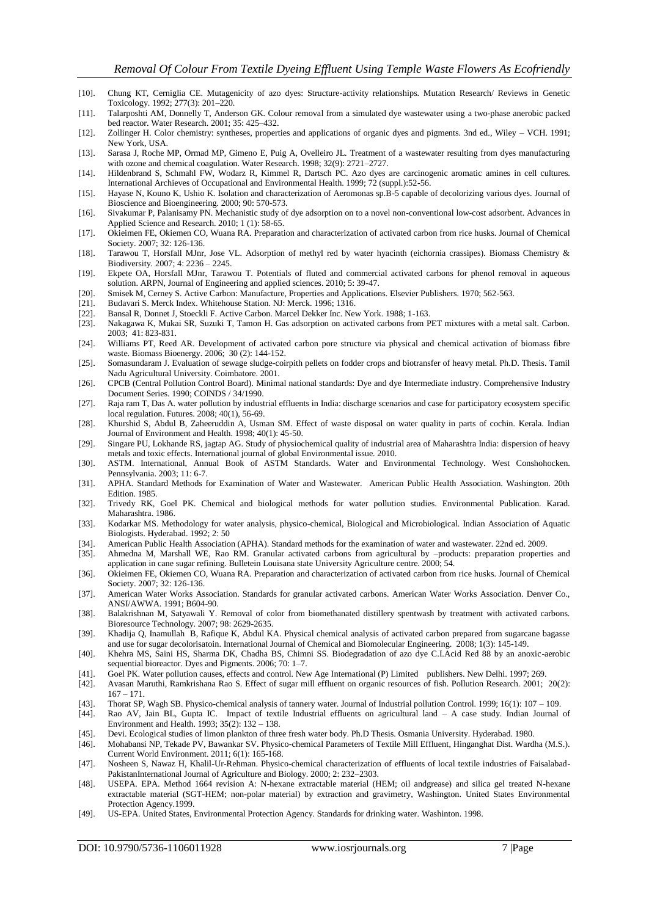[10]. Chung KT, Cerniglia CE. Mutagenicity of azo dyes: Structure-activity relationships. Mutation Research/ Reviews in Genetic Toxicology. 1992; 277(3): 201–220.

[11]. Talarposhti AM, Donnelly T, Anderson GK. Colour removal from a simulated dye wastewater using a two-phase anerobic packed bed reactor. Water Research. 2001; 35: 425–432.

[12]. Zollinger H. Color chemistry: syntheses, properties and applications of organic dyes and pigments. 3nd ed., Wiley – VCH. 1991; New York, USA.

[13]. Sarasa J, Roche MP, Ormad MP, Gimeno E, Puig A, Ovelleiro JL. Treatment of a wastewater resulting from dyes manufacturing with ozone and chemical coagulation. Water Research. 1998; 32(9): 2721–2727.

[14]. Hildenbrand S, Schmahl FW, Wodarz R, Kimmel R, Dartsch PC. Azo dyes are carcinogenic aromatic amines in cell cultures. International Archieves of Occupational and Environmental Health. 1999; 72 (suppl.):52-56.

[15]. Hayase N, Kouno K, Ushio K. Isolation and characterization of Aeromonas sp.B-5 capable of decolorizing various dyes. Journal of Bioscience and Bioengineering. 2000; 90: 570-573.

[16]. Sivakumar P, Palanisamy PN. Mechanistic study of dye adsorption on to a novel non-conventional low-cost adsorbent. Advances in Applied Science and Research. 2010; 1 (1): 58-65.

[17]. Okieimen FE, Okiemen CO, Wuana RA. Preparation and characterization of activated carbon from rice husks. Journal of Chemical Society. 2007; 32: 126-136.

[18]. Tarawou T, Horsfall MJnr, Jose VL. Adsorption of methyl red by water hyacinth (eichornia crassipes). Biomass Chemistry & Biodiversity. 2007; 4: 2236 – 2245.

[19]. Ekpete OA, Horsfall MJnr, Tarawou T. Potentials of fluted and commercial activated carbons for phenol removal in aqueous solution. ARPN, Journal of Engineering and applied sciences. 2010; 5: 39-47.

[20]. Smisek M, Cerney S. Active Carbon: Manufacture, Properties and Applications. Elsevier Publishers. 1970; 562-563.

[21]. Budavari S. Merck Index. Whitehouse Station. NJ: Merck. 1996; 1316.

[22]. Bansal R, Donnet J, Stoeckli F. Active Carbon. Marcel Dekker Inc. New York. 1988; 1-163.

[23]. Nakagawa K, Mukai SR, Suzuki T, Tamon H. Gas adsorption on activated carbons from PET mixtures with a metal salt. Carbon. 2003; 41: 823-831.

[24]. Williams PT, Reed AR. Development of activated carbon pore structure via physical and chemical activation of biomass fibre waste. Biomass Bioenergy. 2006; 30 (2): 144-152.

[25]. Somasundaram J. Evaluation of sewage sludge-coirpith pellets on fodder crops and biotransfer of heavy metal. Ph.D. Thesis. Tamil Nadu Agricultural University. Coimbatore. 2001.

[26]. CPCB (Central Pollution Control Board). Minimal national standards: Dye and dye Intermediate industry. Comprehensive Industry Document Series. 1990; COINDS / 34/1990.

[27]. Raja ram T, Das A. water pollution by industrial effluents in India: discharge scenarios and case for participatory ecosystem specific local regulation. Futures. 2008; 40(1), 56-69.

[28]. Khurshid S, Abdul B, Zaheeruddin A, Usman SM. Effect of waste disposal on water quality in parts of cochin. Kerala. Indian Journal of Environment and Health. 1998; 40(1): 45-50.

[29]. Singare PU, Lokhande RS, jagtap AG. Study of physiochemical quality of industrial area of Maharashtra India: dispersion of heavy metals and toxic effects. International journal of global Environmental issue. 2010.

[30]. ASTM. International, Annual Book of ASTM Standards. Water and Environmental Technology. West Conshohocken. Pennsylvania. 2003; 11: 6-7.

[31]. APHA. Standard Methods for Examination of Water and Wastewater. American Public Health Association. Washington. 20th Edition. 1985.

[32]. Trivedy RK, Goel PK. Chemical and biological methods for water pollution studies. Environmental Publication. Karad. Maharashtra. 1986.

[33]. Kodarkar MS. Methodology for water analysis, physico-chemical, Biological and Microbiological. Indian Association of Aquatic Biologists. Hyderabad. 1992; 2: 50

[34]. American Public Health Association (APHA). Standard methods for the examination of water and wastewater. 22nd ed. 2009.

[35]. Ahmedna M, Marshall WE, Rao RM. Granular activated carbons from agricultural by –products: preparation properties and application in cane sugar refining. Bulletein Louisana state University Agriculture centre. 2000; 54.

[36]. Okieimen FE, Okiemen CO, Wuana RA. Preparation and characterization of activated carbon from rice husks. Journal of Chemical Society. 2007; 32: 126-136.

[37]. American Water Works Association. Standards for granular activated carbons. American Water Works Association. Denver Co., ANSI/AWWA. 1991; B604-90.

[38]. Balakrishnan M, Satyawali Y. Removal of color from biomethanated distillery spentwash by treatment with activated carbons. Bioresource Technology. 2007; 98: 2629-2635.

[39]. Khadija Q, Inamullah B, Rafique K, Abdul KA. Physical chemical analysis of activated carbon prepared from sugarcane bagasse and use for sugar decolorisatoin. International Journal of Chemical and Biomolecular Engineering. 2008; 1(3): 145-149.

[40]. Khehra MS, Saini HS, Sharma DK, Chadha BS, Chimni SS. Biodegradation of azo dye C.I.Acid Red 88 by an anoxic-aerobic sequential bioreactor. Dyes and Pigments. 2006; 70: 1–7.

[41]. Goel PK. Water pollution causes, effects and control. New Age International (P) Limited publishers. New Delhi. 1997; 269.

[42]. Avasan Maruthi, Ramkrishana Rao S. Effect of sugar mill effluent on organic resources of fish. Pollution Research. 2001; 20(2): 167 – 171.

[43]. Thorat SP, Wagh SB. Physico-chemical analysis of tannery water. Journal of Industrial pollution Control. 1999; 16(1): 107 – 109.

[44]. Rao AV, Jain BL, Gupta IC. Impact of textile Industrial effluents on agricultural land – A case study. Indian Journal of Environment and Health. 1993; 35(2): 132 – 138.

[45]. Devi. Ecological studies of limon plankton of three fresh water body. Ph.D Thesis. Osmania University. Hyderabad. 1980.

[46]. Mohabansi NP, Tekade PV, Bawankar SV. Physico-chemical Parameters of Textile Mill Effluent, Hinganghat Dist. Wardha (M.S.). Current World Environment. 2011; 6(1): 165-168.

[47]. Nosheen S, Nawaz H, Khalil-Ur-Rehman. Physico-chemical characterization of effluents of local textile industries of Faisalabad-PakistanInternational Journal of Agriculture and Biology. 2000; 2: 232–2303.

[48]. USEPA. EPA. Method 1664 revision A: N-hexane extractable material (HEM; oil andgrease) and silica gel treated N-hexane extractable material (SGT-HEM; non-polar material) by extraction and gravimetry, Washington. United States Environmental Protection Agency.1999.

[49]. US-EPA. United States, Environmental Protection Agency. Standards for drinking water. Washinton. 1998.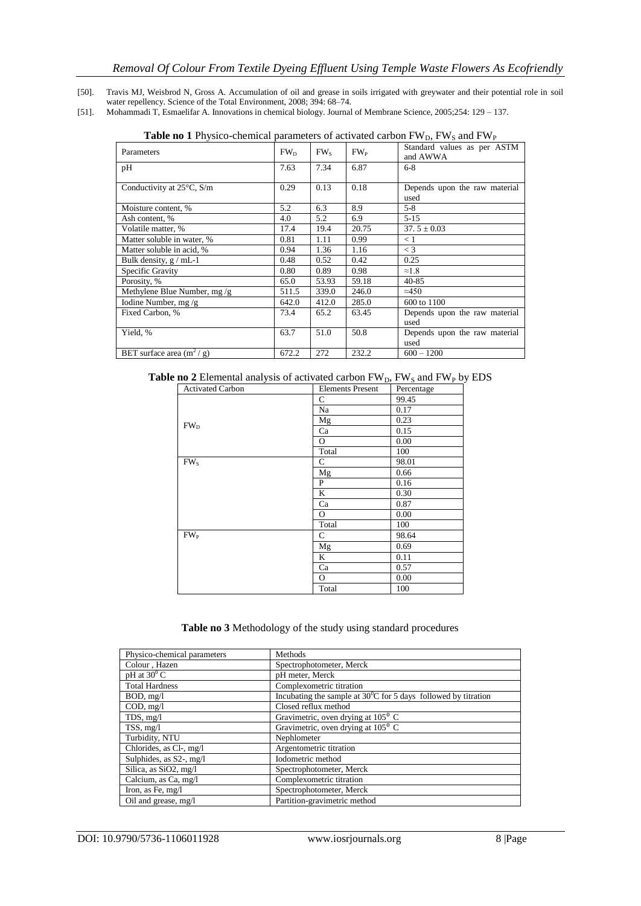[50]. Travis MJ, Weisbrod N, Gross A. Accumulation of oil and grease in soils irrigated with greywater and their potential role in soil water repellency. Science of the Total Environment, 2008; 394: 68–74.

[51]. Mohammadi T, Esmaelifar A. Innovations in chemical biology. Journal of Membrane Science, 2005;254: 129 – 137.

**Table no 1** Physico-chemical parameters of activated carbon $FW_D$, $FW_S$ and $FW_P$

| Parameters | $FW_D$ | $FW_S$ | $FW_P$ | Standard values as per ASTM and AWWA |
|---|---|---|---|---|
| pH | 7.63 | 7.34 | 6.87 | 6-8 |
| Conductivity at 25°C, S/m | 0.29 | 0.13 | 0.18 | Depends upon the raw material used |
| Moisture content, % | 5.2 | 6.3 | 8.9 | 5-8 |
| Ash content, % | 4.0 | 5.2 | 6.9 | 5-15 |
| Volatile matter, % | 17.4 | 19.4 | 20.75 | 37. 5 ± 0.03 |
| Matter soluble in water, % | 0.81 | 1.11 | 0.99 | < 1 |
| Matter soluble in acid, % | 0.94 | 1.36 | 1.16 | < 3 |
| Bulk density, g / mL-1 | 0.48 | 0.52 | 0.42 | 0.25 |
| Specific Gravity | 0.80 | 0.89 | 0.98 | ≈1.8 |
| Porosity, % | 65.0 | 53.93 | 59.18 | 40-85 |
| Methylene Blue Number, mg /g | 511.5 | 339.0 | 246.0 | ≈450 |
| Iodine Number, mg /g | 642.0 | 412.0 | 285.0 | 600 to 1100 |
| Fixed Carbon, % | 73.4 | 65.2 | 63.45 | Depends upon the raw material used |
| Yield, % | 63.7 | 51.0 | 50.8 | Depends upon the raw material used |
| BET surface area ($m^2$ / g) | 672.2 | 272 | 232.2 | 600 – 1200 |

**Table no 2** Elemental analysis of activated carbon $FW_D$, $FW_S$ and $FW_P$ by EDS

| Activated Carbon | Elements Present | Percentage |
|---|---|---|
| $FW_D$ | C | 99.45 |
| | Na | 0.17 |
| | Mg | 0.23 |
| | Ca | 0.15 |
| | O | 0.00 |
| | Total | 100 |
| $FW_S$ | C | 98.01 |
| | Mg | 0.66 |
| | P | 0.16 |
| | K | 0.30 |
| | Ca | 0.87 |
| | O | 0.00 |
| | Total | 100 |
| $FW_P$ | C | 98.64 |
| | Mg | 0.69 |
| | K | 0.11 |
| | Ca | 0.57 |
| | O | 0.00 |
| | Total | 100 |

**Table no 3** Methodology of the study using standard procedures

| Physico-chemical parameters | Methods |
|---|---|
| Colour , Hazen | Spectrophotometer, Merck |
| pH at $30^0$ C | pH meter, Merck |
| Total Hardness | Complexometric titration |
| BOD, mg/l | Incubating the sample at $30^0$C for 5 days followed by titration |
| COD, mg/l | Closed reflux method |
| TDS, mg/l | Gravimetric, oven drying at $105^0$ C |
| TSS, mg/l | Gravimetric, oven drying at $105^0$ C |
| Turbidity, NTU | Nephlometer |
| Chlorides, as Cl-, mg/l | Argentometric titration |
| Sulphides, as S2-, mg/l | Iodometric method |
| Silica, as SiO2, mg/l | Spectrophotometer, Merck |
| Calcium, as Ca, mg/l | Complexometric titration |
| Iron, as Fe, mg/l | Spectrophotometer, Merck |
| Oil and grease, mg/l | Partition-gravimetric method |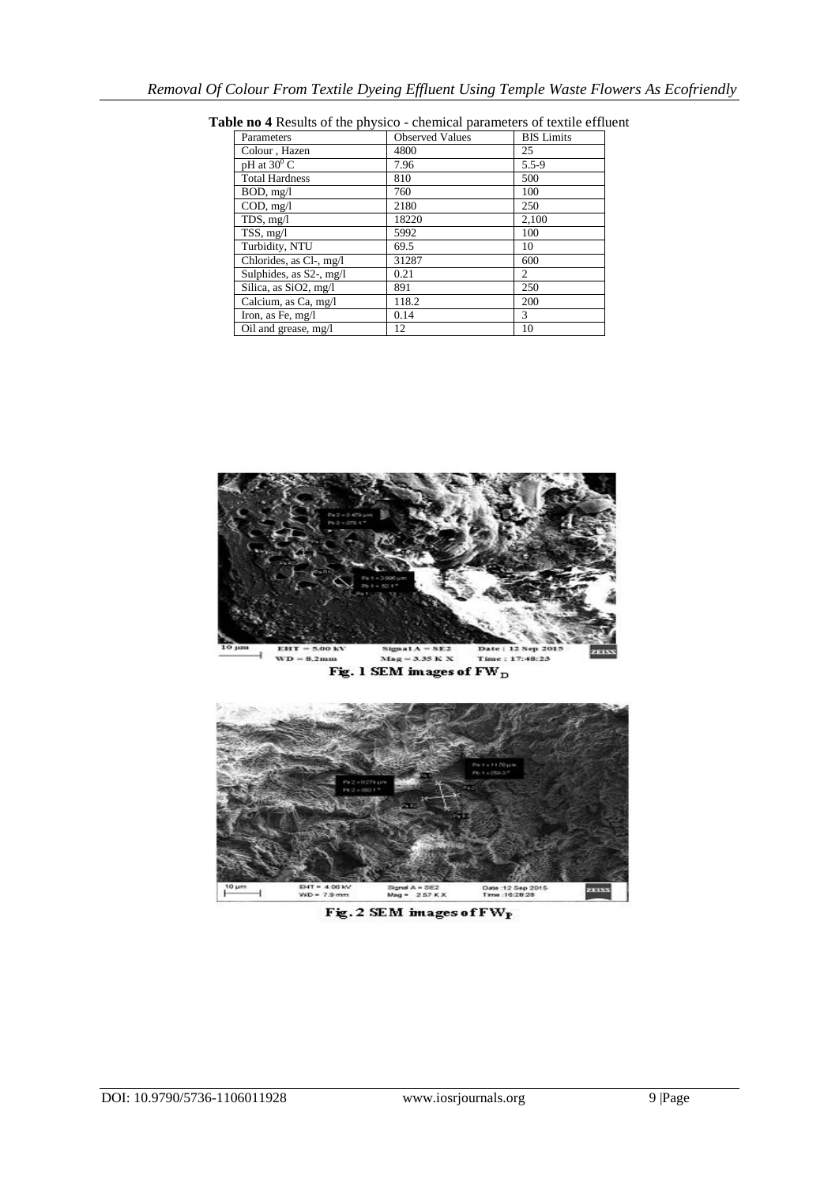**Table no 4** Results of the physico - chemical parameters of textile effluent

| Parameters | Observed Values | BIS Limits |
|---|---|---|
| Colour , Hazen | 4800 | 25 |
| pH at $30^0$ C | 7.96 | 5.5-9 |
| Total Hardness | 810 | 500 |
| BOD, mg/l | 760 | 100 |
| COD, mg/l | 2180 | 250 |
| TDS, mg/l | 18220 | 2,100 |
| TSS, mg/l | 5992 | 100 |
| Turbidity, NTU | 69.5 | 10 |
| Chlorides, as Cl-, mg/l | 31287 | 600 |
| Sulphides, as S2-, mg/l | 0.21 | 2 |
| Silica, as SiO2, mg/l | 891 | 250 |
| Calcium, as Ca, mg/l | 118.2 | 200 |
| Iron, as Fe, mg/l | 0.14 | 3 |
| Oil and grease, mg/l | 12 | 10 |

**Fig. 1 SEM images of $FW_D$**

**Fig. 2 SEM images of $FW_P$**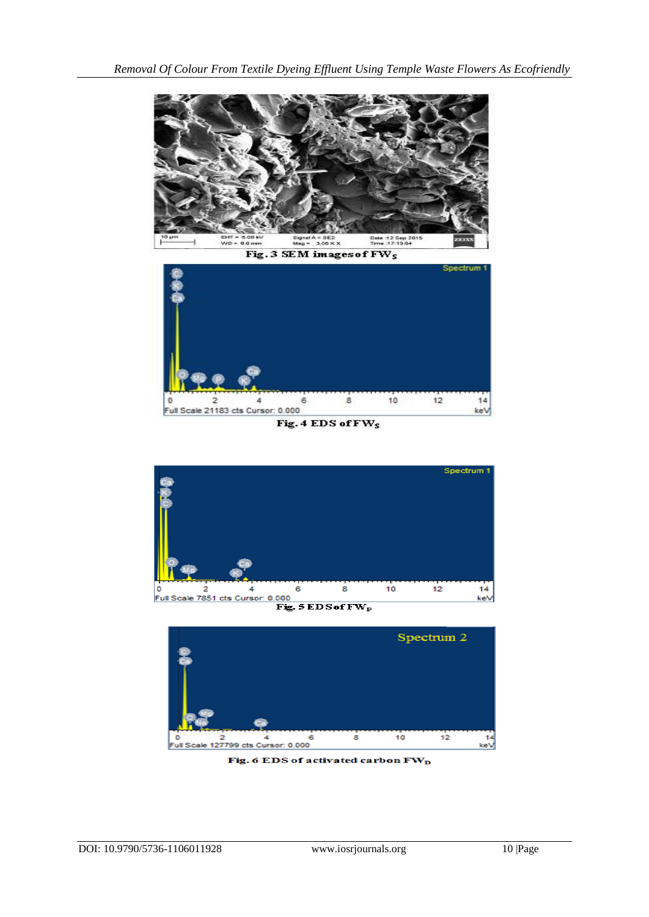Fig. 3 SEM images of $FW_S$

Fig. 4 EDS of $FW_S$

Fig. 5 EDS of $FW_P$

Fig. 6 EDS of activated carbon $FW_D$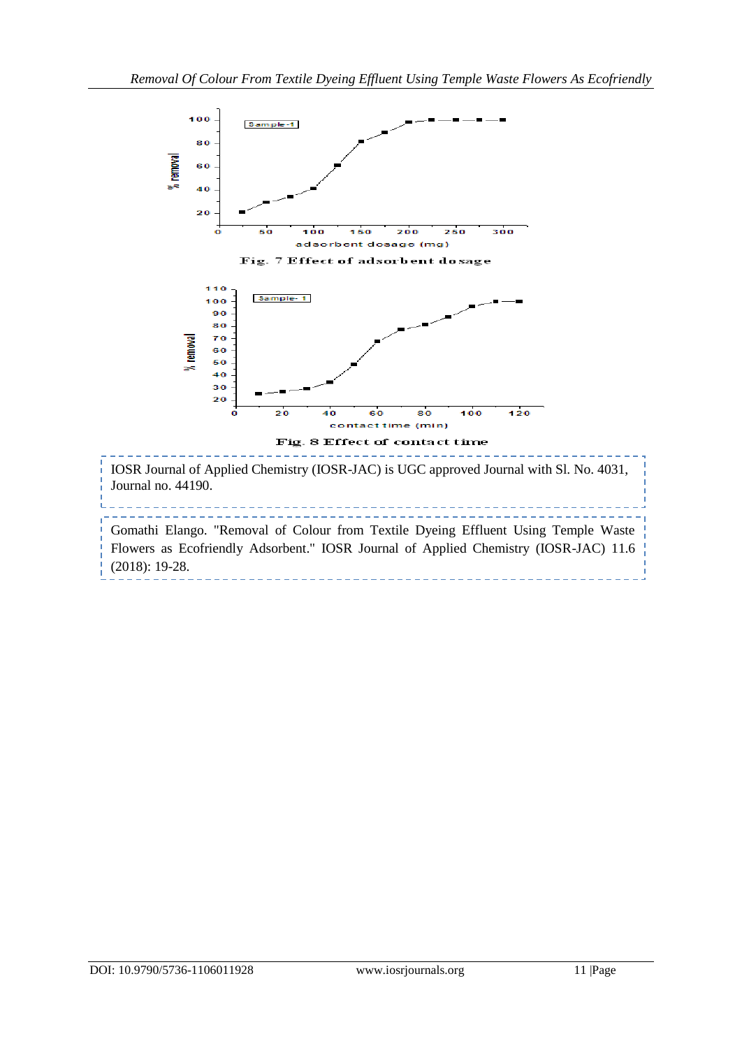Sample-1

100
80
60
40
20

% removal

0 50 100 150 200 250 300

adsorbent dosage (mg)

Fig. 7 Effect of adsorbent dosage

Sample- 1

110
100
90
80
70
60
50
40
30
20

% removal

0 20 40 60 80 100 120

contact time (min)

Fig. 8 Effect of contact time

IOSR Journal of Applied Chemistry (IOSR-JAC) is UGC approved Journal with Sl. No. 4031, Journal no. 44190.

Gomathi Elango. "Removal of Colour from Textile Dyeing Effluent Using Temple Waste Flowers as Ecofriendly Adsorbent." IOSR Journal of Applied Chemistry (IOSR-JAC) 11.6 (2018): 19-28.